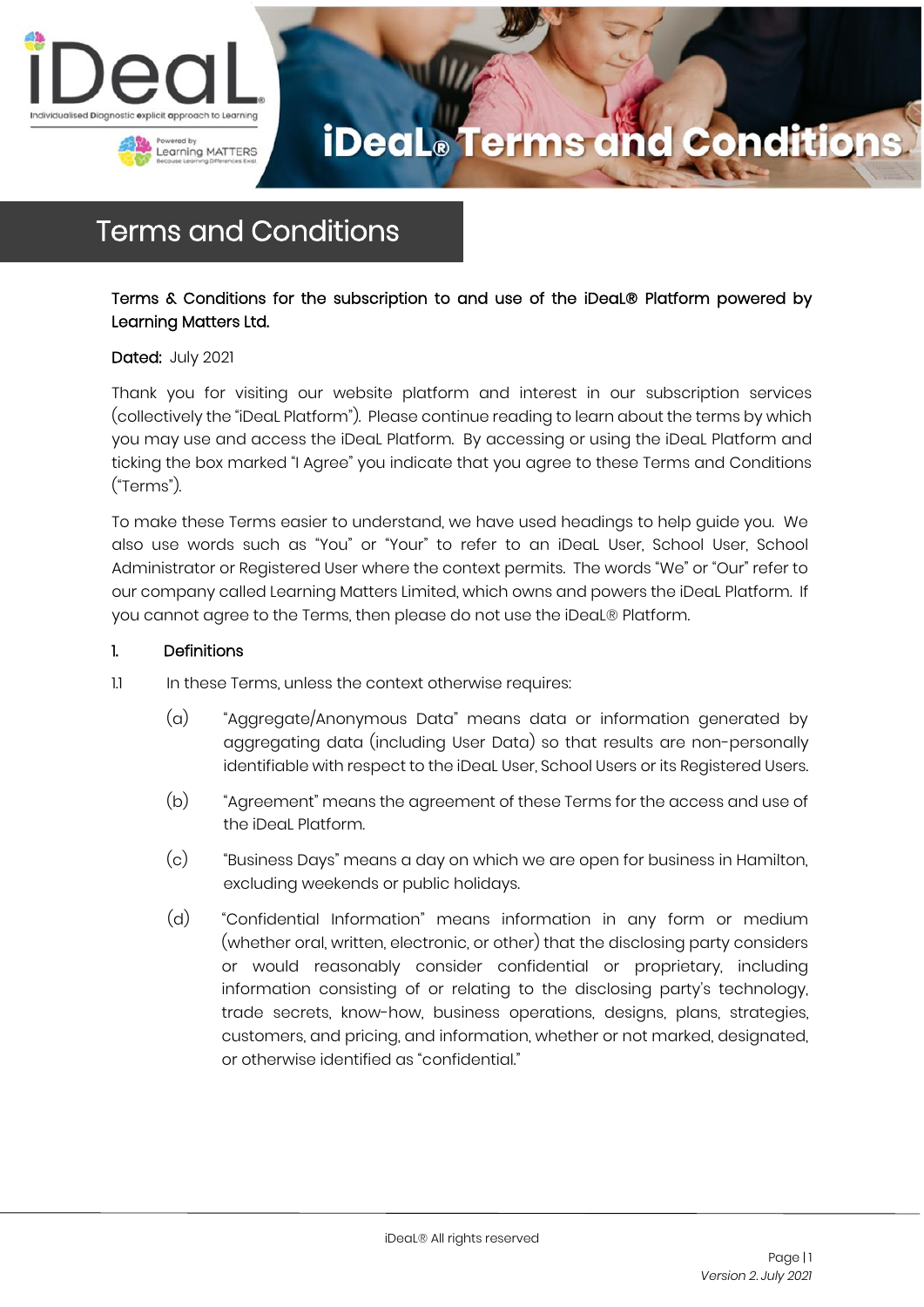# Terms and Conditions

**Terms & Conditions for the subscription to and use of the iDeaL® Platform powered by Learning Matters Ltd.**

**Dated:** July 2021

Thank you for visiting our website platform and interest in our subscription services (collectively the "iDeaL Platform"). Please continue reading to learn about the terms by which you may use and access the iDeaL Platform. By accessing or using the iDeaL Platform and ticking the box marked "I Agree" you indicate that you agree to these Terms and Conditions ("Terms").

To make these Terms easier to understand, we have used headings to help guide you. We also use words such as "You" or "Your" to refer to an iDeaL User, School User, School Administrator or Registered User where the context permits. The words "We" or "Our" refer to our company called Learning Matters Limited, which owns and powers the iDeaL Platform. If you cannot agree to the Terms, then please do not use the iDeaL® Platform.

## 1. Definitions

1.1 In these Terms, unless the context otherwise requires:

(a) "Aggregate/Anonymous Data" means data or information generated by aggregating data (including User Data) so that results are non-personally identifiable with respect to the iDeaL User, School Users or its Registered Users.

(b) "Agreement" means the agreement of these Terms for the access and use of the iDeaL Platform.

(c) "Business Days" means a day on which we are open for business in Hamilton, excluding weekends or public holidays.

(d) "Confidential Information" means information in any form or medium (whether oral, written, electronic, or other) that the disclosing party considers or would reasonably consider confidential or proprietary, including information consisting of or relating to the disclosing party's technology, trade secrets, know-how, business operations, designs, plans, strategies, customers, and pricing, and information, whether or not marked, designated, or otherwise identified as "confidential."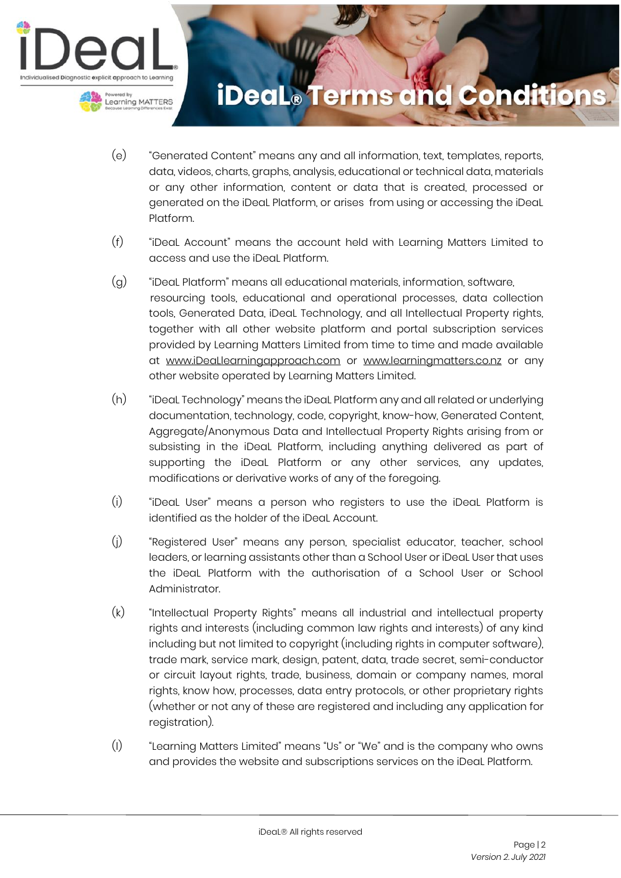(e) "Generated Content" means any and all information, text, templates, reports, data, videos, charts, graphs, analysis, educational or technical data, materials or any other information, content or data that is created, processed or generated on the iDeaL Platform, or arises from using or accessing the iDeaL Platform.

(f) "iDeaL Account" means the account held with Learning Matters Limited to access and use the iDeaL Platform.

(g) "iDeaL Platform" means all educational materials, information, software, resourcing tools, educational and operational processes, data collection tools, Generated Data, iDeaL Technology, and all Intellectual Property rights, together with all other website platform and portal subscription services provided by Learning Matters Limited from time to time and made available at www.iDeaLlearningapproach.com or www.learningmatters.co.nz or any other website operated by Learning Matters Limited.

(h) "iDeaL Technology" means the iDeaL Platform any and all related or underlying documentation, technology, code, copyright, know-how, Generated Content, Aggregate/Anonymous Data and Intellectual Property Rights arising from or subsisting in the iDeaL Platform, including anything delivered as part of supporting the iDeaL Platform or any other services, any updates, modifications or derivative works of any of the foregoing.

(i) "iDeaL User" means a person who registers to use the iDeaL Platform is identified as the holder of the iDeaL Account.

(j) "Registered User" means any person, specialist educator, teacher, school leaders, or learning assistants other than a School User or iDeaL User that uses the iDeaL Platform with the authorisation of a School User or School Administrator.

(k) "Intellectual Property Rights" means all industrial and intellectual property rights and interests (including common law rights and interests) of any kind including but not limited to copyright (including rights in computer software), trade mark, service mark, design, patent, data, trade secret, semi-conductor or circuit layout rights, trade, business, domain or company names, moral rights, know how, processes, data entry protocols, or other proprietary rights (whether or not any of these are registered and including any application for registration).

(l) "Learning Matters Limited" means "Us" or "We" and is the company who owns and provides the website and subscriptions services on the iDeaL Platform.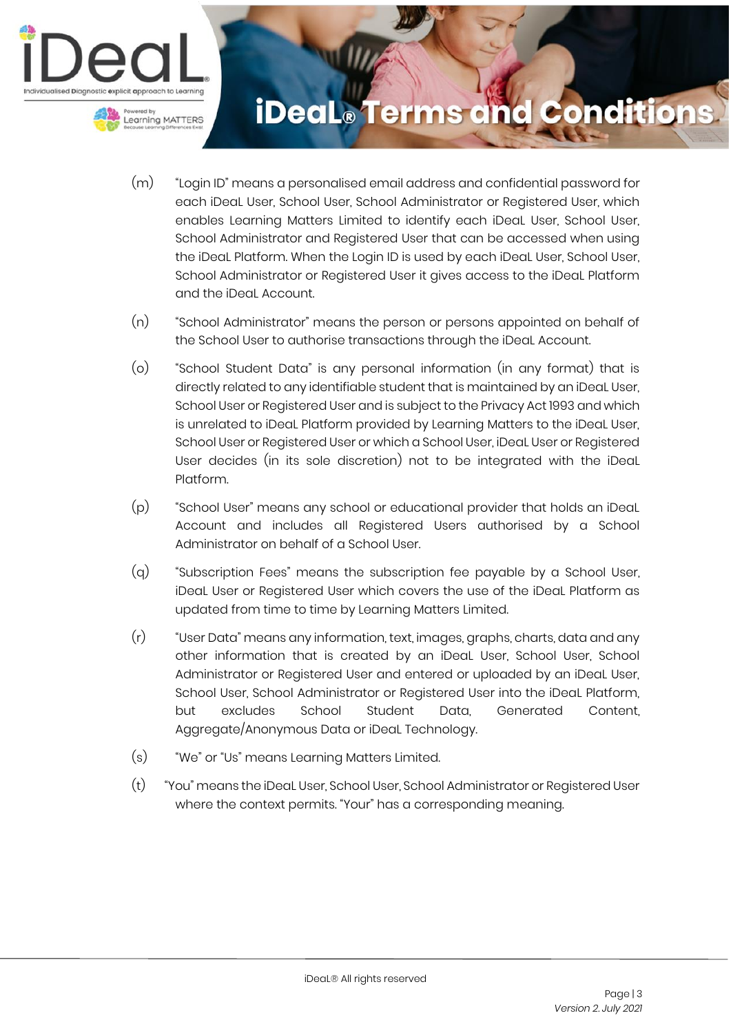(m) "Login ID" means a personalised email address and confidential password for each iDeaL User, School User, School Administrator or Registered User, which enables Learning Matters Limited to identify each iDeaL User, School User, School Administrator and Registered User that can be accessed when using the iDeaL Platform. When the Login ID is used by each iDeaL User, School User, School Administrator or Registered User it gives access to the iDeaL Platform and the iDeaL Account.

(n) "School Administrator" means the person or persons appointed on behalf of the School User to authorise transactions through the iDeaL Account.

(o) "School Student Data" is any personal information (in any format) that is directly related to any identifiable student that is maintained by an iDeaL User, School User or Registered User and is subject to the Privacy Act 1993 and which is unrelated to iDeaL Platform provided by Learning Matters to the iDeaL User, School User or Registered User or which a School User, iDeaL User or Registered User decides (in its sole discretion) not to be integrated with the iDeaL Platform.

(p) "School User" means any school or educational provider that holds an iDeaL Account and includes all Registered Users authorised by a School Administrator on behalf of a School User.

(q) "Subscription Fees" means the subscription fee payable by a School User, iDeaL User or Registered User which covers the use of the iDeaL Platform as updated from time to time by Learning Matters Limited.

(r) "User Data" means any information, text, images, graphs, charts, data and any other information that is created by an iDeaL User, School User, School Administrator or Registered User and entered or uploaded by an iDeaL User, School User, School Administrator or Registered User into the iDeaL Platform, but excludes School Student Data, Generated Content, Aggregate/Anonymous Data or iDeaL Technology.

(s) "We" or "Us" means Learning Matters Limited.

(t) "You" means the iDeaL User, School User, School Administrator or Registered User where the context permits. "Your" has a corresponding meaning.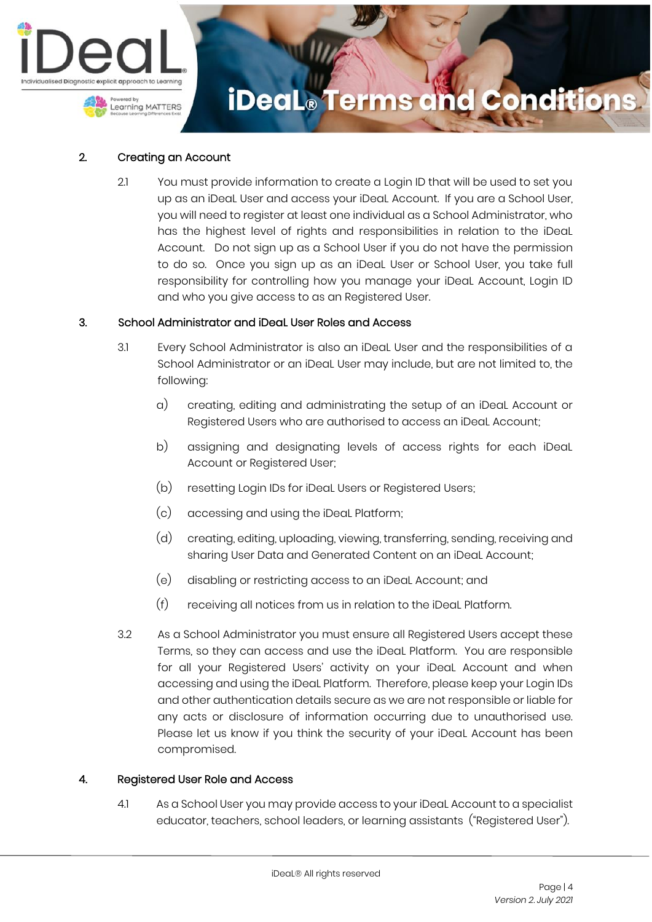## 2. Creating an Account

2.1 You must provide information to create a Login ID that will be used to set you up as an iDeaL User and access your iDeaL Account. If you are a School User, you will need to register at least one individual as a School Administrator, who has the highest level of rights and responsibilities in relation to the iDeaL Account. Do not sign up as a School User if you do not have the permission to do so. Once you sign up as an iDeaL User or School User, you take full responsibility for controlling how you manage your iDeaL Account, Login ID and who you give access to as an Registered User.

## 3. School Administrator and iDeaL User Roles and Access

3.1 Every School Administrator is also an iDeaL User and the responsibilities of a School Administrator or an iDeaL User may include, but are not limited to, the following:

a) creating, editing and administrating the setup of an iDeaL Account or Registered Users who are authorised to access an iDeaL Account;

b) assigning and designating levels of access rights for each iDeaL Account or Registered User;

(b) resetting Login IDs for iDeaL Users or Registered Users;

(c) accessing and using the iDeaL Platform;

(d) creating, editing, uploading, viewing, transferring, sending, receiving and sharing User Data and Generated Content on an iDeaL Account;

(e) disabling or restricting access to an iDeaL Account; and

(f) receiving all notices from us in relation to the iDeaL Platform.

3.2 As a School Administrator you must ensure all Registered Users accept these Terms, so they can access and use the iDeaL Platform. You are responsible for all your Registered Users' activity on your iDeaL Account and when accessing and using the iDeaL Platform. Therefore, please keep your Login IDs and other authentication details secure as we are not responsible or liable for any acts or disclosure of information occurring due to unauthorised use. Please let us know if you think the security of your iDeaL Account has been compromised.

## 4. Registered User Role and Access

4.1 As a School User you may provide access to your iDeaL Account to a specialist educator, teachers, school leaders, or learning assistants ("Registered User").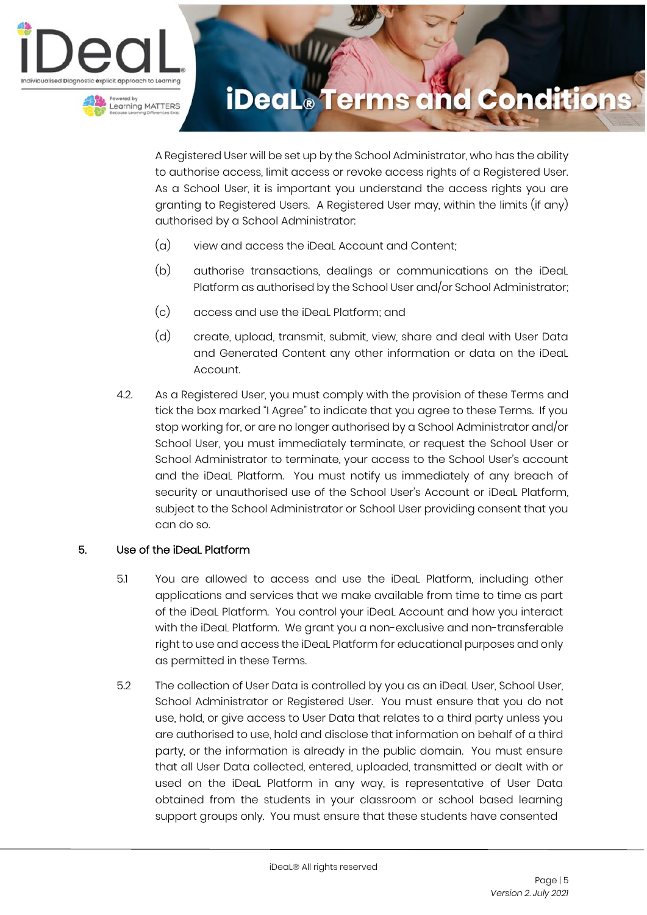A Registered User will be set up by the School Administrator, who has the ability to authorise access, limit access or revoke access rights of a Registered User. As a School User, it is important you understand the access rights you are granting to Registered Users. A Registered User may, within the limits (if any) authorised by a School Administrator:

(a) view and access the iDeaL Account and Content;

(b) authorise transactions, dealings or communications on the iDeaL Platform as authorised by the School User and/or School Administrator;

(c) access and use the iDeaL Platform; and

(d) create, upload, transmit, submit, view, share and deal with User Data and Generated Content any other information or data on the iDeaL Account.

4.2. As a Registered User, you must comply with the provision of these Terms and tick the box marked "I Agree" to indicate that you agree to these Terms. If you stop working for, or are no longer authorised by a School Administrator and/or School User, you must immediately terminate, or request the School User or School Administrator to terminate, your access to the School User's account and the iDeaL Platform. You must notify us immediately of any breach of security or unauthorised use of the School User's Account or iDeaL Platform, subject to the School Administrator or School User providing consent that you can do so.

## 5. Use of the iDeaL Platform

5.1 You are allowed to access and use the iDeaL Platform, including other applications and services that we make available from time to time as part of the iDeaL Platform. You control your iDeaL Account and how you interact with the iDeaL Platform. We grant you a non-exclusive and non-transferable right to use and access the iDeaL Platform for educational purposes and only as permitted in these Terms.

5.2 The collection of User Data is controlled by you as an iDeaL User, School User, School Administrator or Registered User. You must ensure that you do not use, hold, or give access to User Data that relates to a third party unless you are authorised to use, hold and disclose that information on behalf of a third party, or the information is already in the public domain. You must ensure that all User Data collected, entered, uploaded, transmitted or dealt with or used on the iDeaL Platform in any way, is representative of User Data obtained from the students in your classroom or school based learning support groups only. You must ensure that these students have consented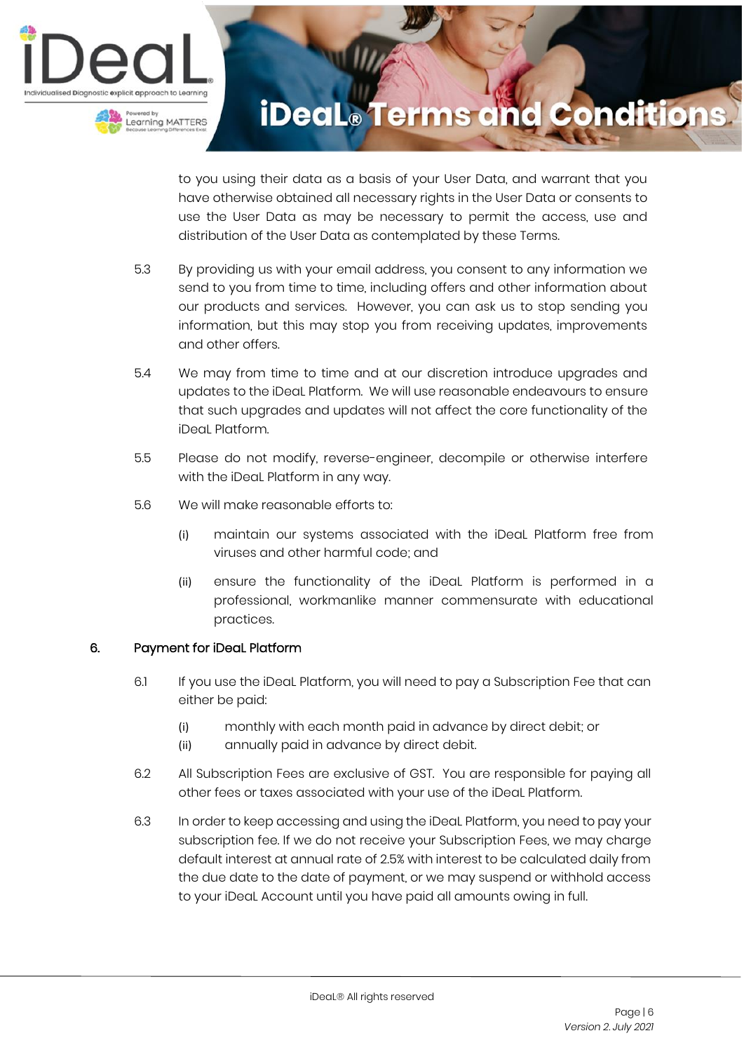to you using their data as a basis of your User Data, and warrant that you have otherwise obtained all necessary rights in the User Data or consents to use the User Data as may be necessary to permit the access, use and distribution of the User Data as contemplated by these Terms.

5.3 By providing us with your email address, you consent to any information we send to you from time to time, including offers and other information about our products and services. However, you can ask us to stop sending you information, but this may stop you from receiving updates, improvements and other offers.

5.4 We may from time to time and at our discretion introduce upgrades and updates to the iDeaL Platform. We will use reasonable endeavours to ensure that such upgrades and updates will not affect the core functionality of the iDeaL Platform.

5.5 Please do not modify, reverse-engineer, decompile or otherwise interfere with the iDeaL Platform in any way.

5.6 We will make reasonable efforts to:

(i) maintain our systems associated with the iDeaL Platform free from viruses and other harmful code; and

(ii) ensure the functionality of the iDeaL Platform is performed in a professional, workmanlike manner commensurate with educational practices.

## 6. Payment for iDeaL Platform

6.1 If you use the iDeaL Platform, you will need to pay a Subscription Fee that can either be paid:

(i) monthly with each month paid in advance by direct debit; or
(ii) annually paid in advance by direct debit.

6.2 All Subscription Fees are exclusive of GST. You are responsible for paying all other fees or taxes associated with your use of the iDeaL Platform.

6.3 In order to keep accessing and using the iDeaL Platform, you need to pay your subscription fee. If we do not receive your Subscription Fees, we may charge default interest at annual rate of 2.5% with interest to be calculated daily from the due date to the date of payment, or we may suspend or withhold access to your iDeaL Account until you have paid all amounts owing in full.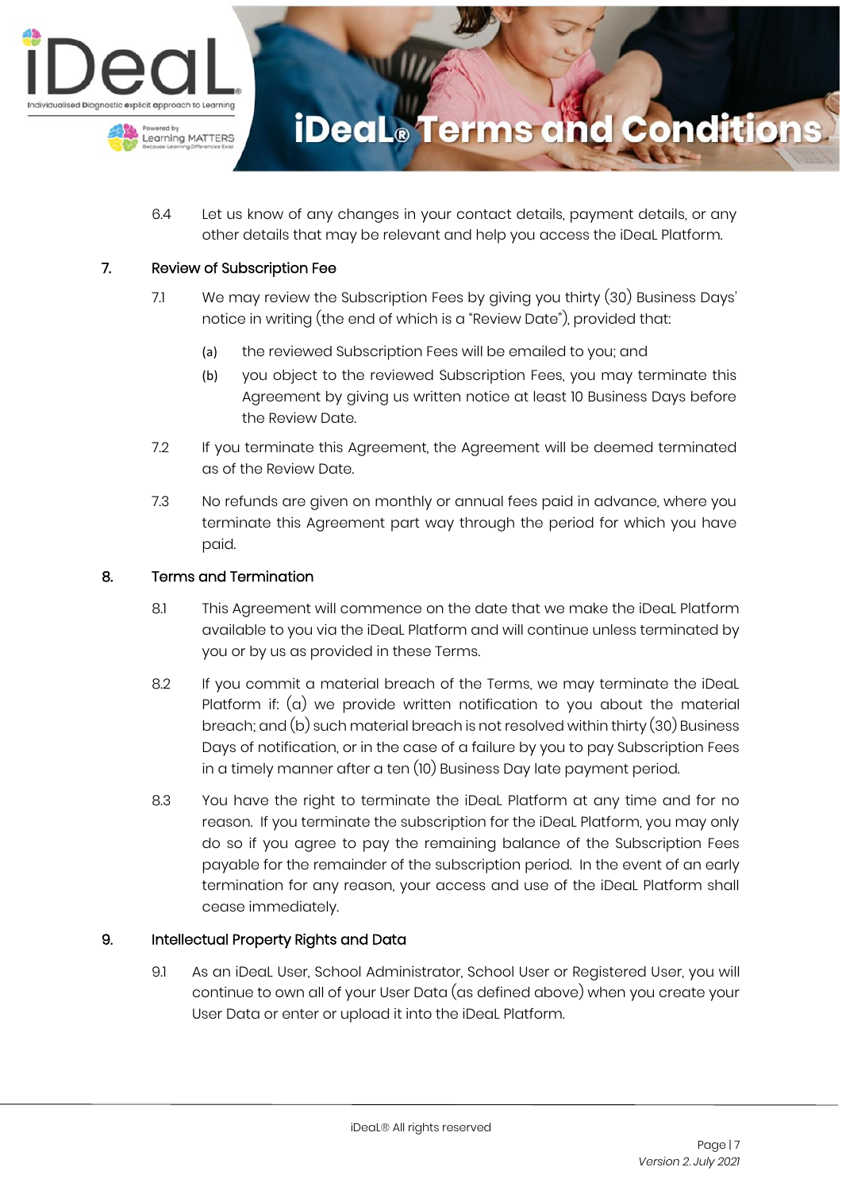6.4 Let us know of any changes in your contact details, payment details, or any other details that may be relevant and help you access the iDeaL Platform.

## 7. Review of Subscription Fee

7.1 We may review the Subscription Fees by giving you thirty (30) Business Days' notice in writing (the end of which is a "Review Date"), provided that:

(a) the reviewed Subscription Fees will be emailed to you; and

(b) you object to the reviewed Subscription Fees, you may terminate this Agreement by giving us written notice at least 10 Business Days before the Review Date.

7.2 If you terminate this Agreement, the Agreement will be deemed terminated as of the Review Date.

7.3 No refunds are given on monthly or annual fees paid in advance, where you terminate this Agreement part way through the period for which you have paid.

## 8. Terms and Termination

8.1 This Agreement will commence on the date that we make the iDeaL Platform available to you via the iDeaL Platform and will continue unless terminated by you or by us as provided in these Terms.

8.2 If you commit a material breach of the Terms, we may terminate the iDeaL Platform if: (a) we provide written notification to you about the material breach; and (b) such material breach is not resolved within thirty (30) Business Days of notification, or in the case of a failure by you to pay Subscription Fees in a timely manner after a ten (10) Business Day late payment period.

8.3 You have the right to terminate the iDeaL Platform at any time and for no reason. If you terminate the subscription for the iDeaL Platform, you may only do so if you agree to pay the remaining balance of the Subscription Fees payable for the remainder of the subscription period. In the event of an early termination for any reason, your access and use of the iDeaL Platform shall cease immediately.

## 9. Intellectual Property Rights and Data

9.1 As an iDeaL User, School Administrator, School User or Registered User, you will continue to own all of your User Data (as defined above) when you create your User Data or enter or upload it into the iDeaL Platform.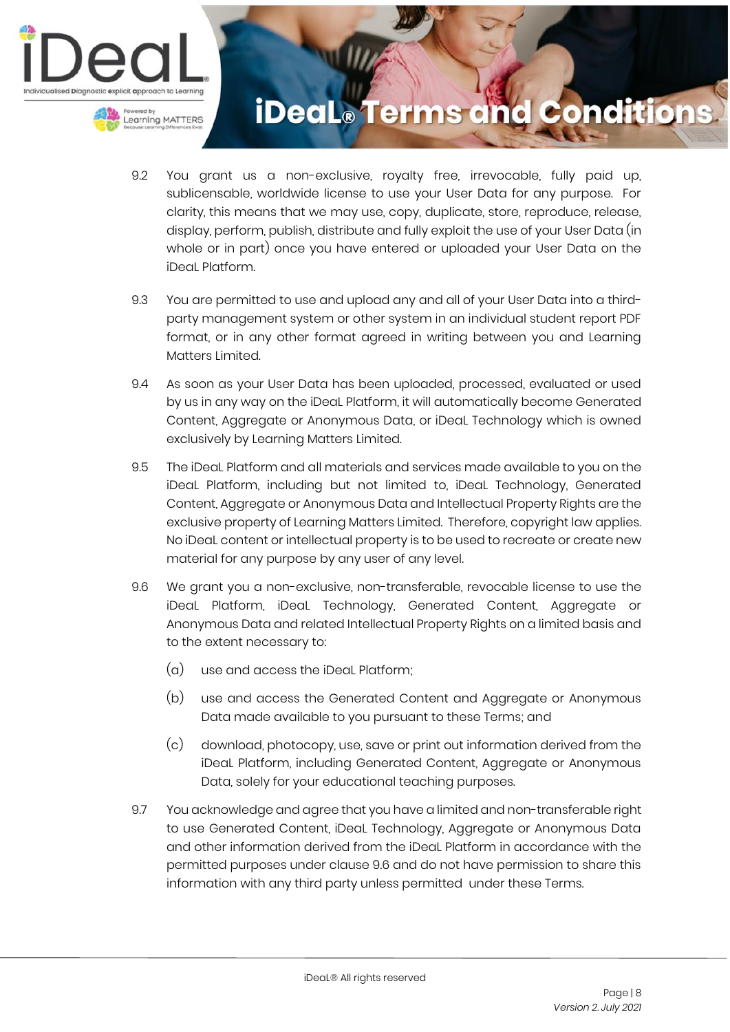9.2 You grant us a non-exclusive, royalty free, irrevocable, fully paid up, sublicensable, worldwide license to use your User Data for any purpose. For clarity, this means that we may use, copy, duplicate, store, reproduce, release, display, perform, publish, distribute and fully exploit the use of your User Data (in whole or in part) once you have entered or uploaded your User Data on the iDeaL Platform.

9.3 You are permitted to use and upload any and all of your User Data into a third-party management system or other system in an individual student report PDF format, or in any other format agreed in writing between you and Learning Matters Limited.

9.4 As soon as your User Data has been uploaded, processed, evaluated or used by us in any way on the iDeaL Platform, it will automatically become Generated Content, Aggregate or Anonymous Data, or iDeaL Technology which is owned exclusively by Learning Matters Limited.

9.5 The iDeaL Platform and all materials and services made available to you on the iDeaL Platform, including but not limited to, iDeaL Technology, Generated Content, Aggregate or Anonymous Data and Intellectual Property Rights are the exclusive property of Learning Matters Limited. Therefore, copyright law applies. No iDeaL content or intellectual property is to be used to recreate or create new material for any purpose by any user of any level.

9.6 We grant you a non-exclusive, non-transferable, revocable license to use the iDeaL Platform, iDeaL Technology, Generated Content, Aggregate or Anonymous Data and related Intellectual Property Rights on a limited basis and to the extent necessary to:

(a) use and access the iDeaL Platform;

(b) use and access the Generated Content and Aggregate or Anonymous Data made available to you pursuant to these Terms; and

(c) download, photocopy, use, save or print out information derived from the iDeaL Platform, including Generated Content, Aggregate or Anonymous Data, solely for your educational teaching purposes.

9.7 You acknowledge and agree that you have a limited and non-transferable right to use Generated Content, iDeaL Technology, Aggregate or Anonymous Data and other information derived from the iDeaL Platform in accordance with the permitted purposes under clause 9.6 and do not have permission to share this information with any third party unless permitted under these Terms.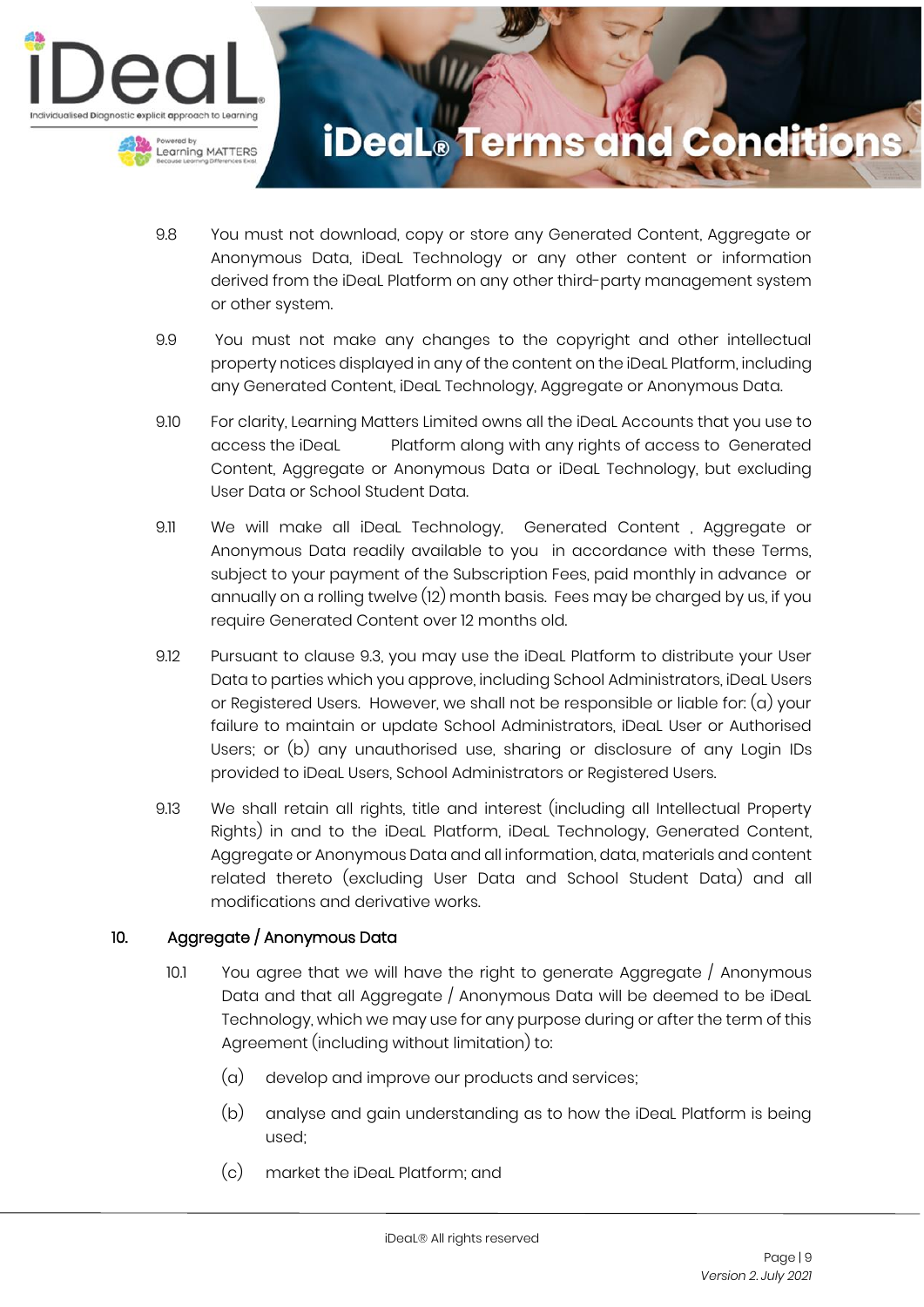9.8 You must not download, copy or store any Generated Content, Aggregate or Anonymous Data, iDeaL Technology or any other content or information derived from the iDeaL Platform on any other third-party management system or other system.

9.9 You must not make any changes to the copyright and other intellectual property notices displayed in any of the content on the iDeaL Platform, including any Generated Content, iDeaL Technology, Aggregate or Anonymous Data.

9.10 For clarity, Learning Matters Limited owns all the iDeaL Accounts that you use to access the iDeaL Platform along with any rights of access to Generated Content, Aggregate or Anonymous Data or iDeaL Technology, but excluding User Data or School Student Data.

9.11 We will make all iDeaL Technology, Generated Content , Aggregate or Anonymous Data readily available to you in accordance with these Terms, subject to your payment of the Subscription Fees, paid monthly in advance or annually on a rolling twelve (12) month basis. Fees may be charged by us, if you require Generated Content over 12 months old.

9.12 Pursuant to clause 9.3, you may use the iDeaL Platform to distribute your User Data to parties which you approve, including School Administrators, iDeaL Users or Registered Users. However, we shall not be responsible or liable for: (a) your failure to maintain or update School Administrators, iDeaL User or Authorised Users; or (b) any unauthorised use, sharing or disclosure of any Login IDs provided to iDeaL Users, School Administrators or Registered Users.

9.13 We shall retain all rights, title and interest (including all Intellectual Property Rights) in and to the iDeaL Platform, iDeaL Technology, Generated Content, Aggregate or Anonymous Data and all information, data, materials and content related thereto (excluding User Data and School Student Data) and all modifications and derivative works.

## 10. Aggregate / Anonymous Data

10.1 You agree that we will have the right to generate Aggregate / Anonymous Data and that all Aggregate / Anonymous Data will be deemed to be iDeaL Technology, which we may use for any purpose during or after the term of this Agreement (including without limitation) to:

(a) develop and improve our products and services;

(b) analyse and gain understanding as to how the iDeaL Platform is being used;

(c) market the iDeaL Platform; and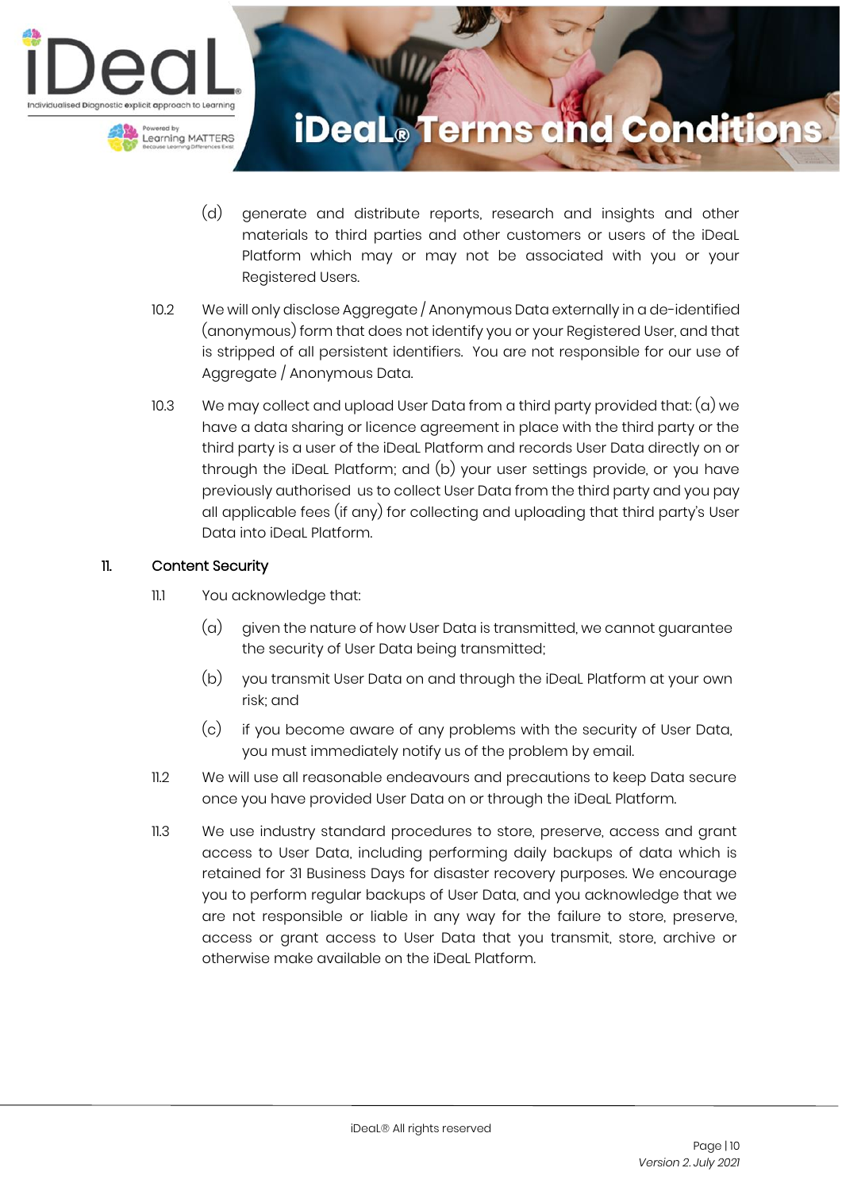(d) generate and distribute reports, research and insights and other materials to third parties and other customers or users of the iDeaL Platform which may or may not be associated with you or your Registered Users.

10.2 We will only disclose Aggregate / Anonymous Data externally in a de-identified (anonymous) form that does not identify you or your Registered User, and that is stripped of all persistent identifiers. You are not responsible for our use of Aggregate / Anonymous Data.

10.3 We may collect and upload User Data from a third party provided that: (a) we have a data sharing or licence agreement in place with the third party or the third party is a user of the iDeaL Platform and records User Data directly on or through the iDeaL Platform; and (b) your user settings provide, or you have previously authorised us to collect User Data from the third party and you pay all applicable fees (if any) for collecting and uploading that third party's User Data into iDeaL Platform.

## 11. Content Security

11.1 You acknowledge that:

(a) given the nature of how User Data is transmitted, we cannot guarantee the security of User Data being transmitted;

(b) you transmit User Data on and through the iDeaL Platform at your own risk; and

(c) if you become aware of any problems with the security of User Data, you must immediately notify us of the problem by email.

11.2 We will use all reasonable endeavours and precautions to keep Data secure once you have provided User Data on or through the iDeaL Platform.

11.3 We use industry standard procedures to store, preserve, access and grant access to User Data, including performing daily backups of data which is retained for 31 Business Days for disaster recovery purposes. We encourage you to perform regular backups of User Data, and you acknowledge that we are not responsible or liable in any way for the failure to store, preserve, access or grant access to User Data that you transmit, store, archive or otherwise make available on the iDeaL Platform.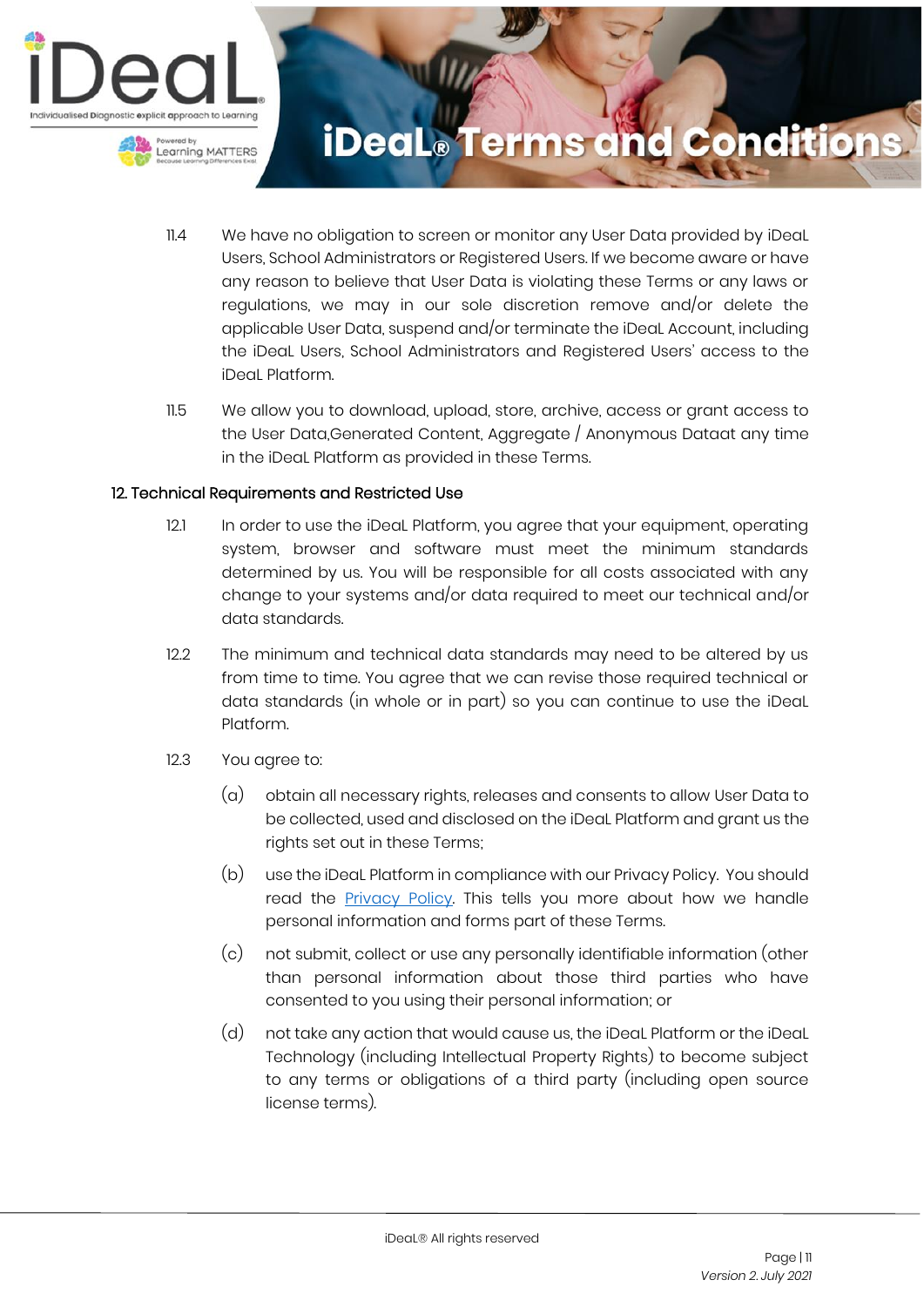11.4 We have no obligation to screen or monitor any User Data provided by iDeaL Users, School Administrators or Registered Users. If we become aware or have any reason to believe that User Data is violating these Terms or any laws or regulations, we may in our sole discretion remove and/or delete the applicable User Data, suspend and/or terminate the iDeaL Account, including the iDeaL Users, School Administrators and Registered Users' access to the iDeaL Platform.

11.5 We allow you to download, upload, store, archive, access or grant access to the User Data,Generated Content, Aggregate / Anonymous Dataat any time in the iDeaL Platform as provided in these Terms.

## 12. Technical Requirements and Restricted Use

12.1 In order to use the iDeaL Platform, you agree that your equipment, operating system, browser and software must meet the minimum standards determined by us. You will be responsible for all costs associated with any change to your systems and/or data required to meet our technical and/or data standards.

12.2 The minimum and technical data standards may need to be altered by us from time to time. You agree that we can revise those required technical or data standards (in whole or in part) so you can continue to use the iDeaL Platform.

12.3 You agree to:

(a) obtain all necessary rights, releases and consents to allow User Data to be collected, used and disclosed on the iDeaL Platform and grant us the rights set out in these Terms;

(b) use the iDeaL Platform in compliance with our Privacy Policy. You should read the [Privacy Policy](). This tells you more about how we handle personal information and forms part of these Terms.

(c) not submit, collect or use any personally identifiable information (other than personal information about those third parties who have consented to you using their personal information; or

(d) not take any action that would cause us, the iDeaL Platform or the iDeaL Technology (including Intellectual Property Rights) to become subject to any terms or obligations of a third party (including open source license terms).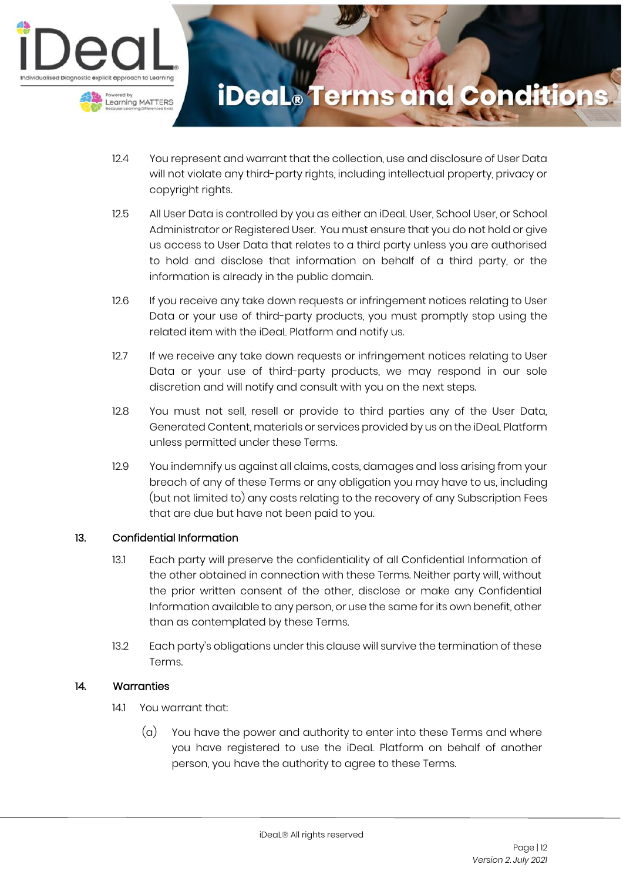12.4 You represent and warrant that the collection, use and disclosure of User Data will not violate any third-party rights, including intellectual property, privacy or copyright rights.

12.5 All User Data is controlled by you as either an iDeaL User, School User, or School Administrator or Registered User. You must ensure that you do not hold or give us access to User Data that relates to a third party unless you are authorised to hold and disclose that information on behalf of a third party, or the information is already in the public domain.

12.6 If you receive any take down requests or infringement notices relating to User Data or your use of third-party products, you must promptly stop using the related item with the iDeaL Platform and notify us.

12.7 If we receive any take down requests or infringement notices relating to User Data or your use of third-party products, we may respond in our sole discretion and will notify and consult with you on the next steps.

12.8 You must not sell, resell or provide to third parties any of the User Data, Generated Content, materials or services provided by us on the iDeaL Platform unless permitted under these Terms.

12.9 You indemnify us against all claims, costs, damages and loss arising from your breach of any of these Terms or any obligation you may have to us, including (but not limited to) any costs relating to the recovery of any Subscription Fees that are due but have not been paid to you.

## 13. Confidential Information

13.1 Each party will preserve the confidentiality of all Confidential Information of the other obtained in connection with these Terms. Neither party will, without the prior written consent of the other, disclose or make any Confidential Information available to any person, or use the same for its own benefit, other than as contemplated by these Terms.

13.2 Each party's obligations under this clause will survive the termination of these Terms.

## 14. Warranties

14.1 You warrant that:

(a) You have the power and authority to enter into these Terms and where you have registered to use the iDeaL Platform on behalf of another person, you have the authority to agree to these Terms.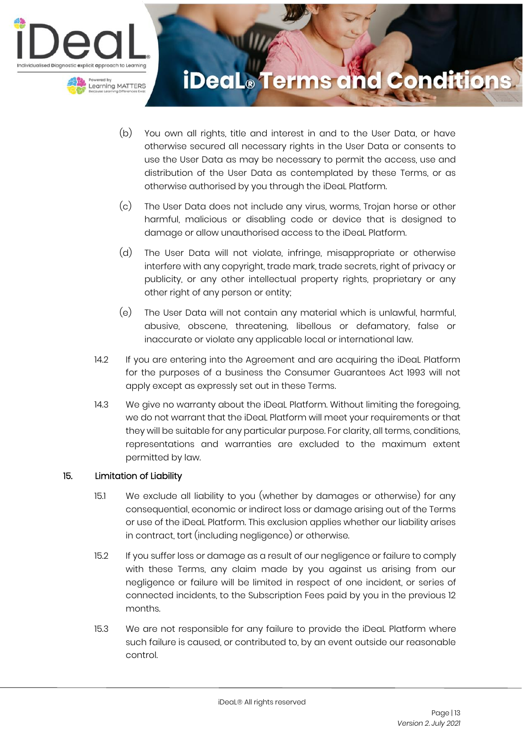(b) You own all rights, title and interest in and to the User Data, or have otherwise secured all necessary rights in the User Data or consents to use the User Data as may be necessary to permit the access, use and distribution of the User Data as contemplated by these Terms, or as otherwise authorised by you through the iDeaL Platform.

(c) The User Data does not include any virus, worms, Trojan horse or other harmful, malicious or disabling code or device that is designed to damage or allow unauthorised access to the iDeaL Platform.

(d) The User Data will not violate, infringe, misappropriate or otherwise interfere with any copyright, trade mark, trade secrets, right of privacy or publicity, or any other intellectual property rights, proprietary or any other right of any person or entity;

(e) The User Data will not contain any material which is unlawful, harmful, abusive, obscene, threatening, libellous or defamatory, false or inaccurate or violate any applicable local or international law.

14.2 If you are entering into the Agreement and are acquiring the iDeaL Platform for the purposes of a business the Consumer Guarantees Act 1993 will not apply except as expressly set out in these Terms.

14.3 We give no warranty about the iDeaL Platform. Without limiting the foregoing, we do not warrant that the iDeaL Platform will meet your requirements or that they will be suitable for any particular purpose. For clarity, all terms, conditions, representations and warranties are excluded to the maximum extent permitted by law.

## 15. Limitation of Liability

15.1 We exclude all liability to you (whether by damages or otherwise) for any consequential, economic or indirect loss or damage arising out of the Terms or use of the iDeaL Platform. This exclusion applies whether our liability arises in contract, tort (including negligence) or otherwise.

15.2 If you suffer loss or damage as a result of our negligence or failure to comply with these Terms, any claim made by you against us arising from our negligence or failure will be limited in respect of one incident, or series of connected incidents, to the Subscription Fees paid by you in the previous 12 months.

15.3 We are not responsible for any failure to provide the iDeaL Platform where such failure is caused, or contributed to, by an event outside our reasonable control.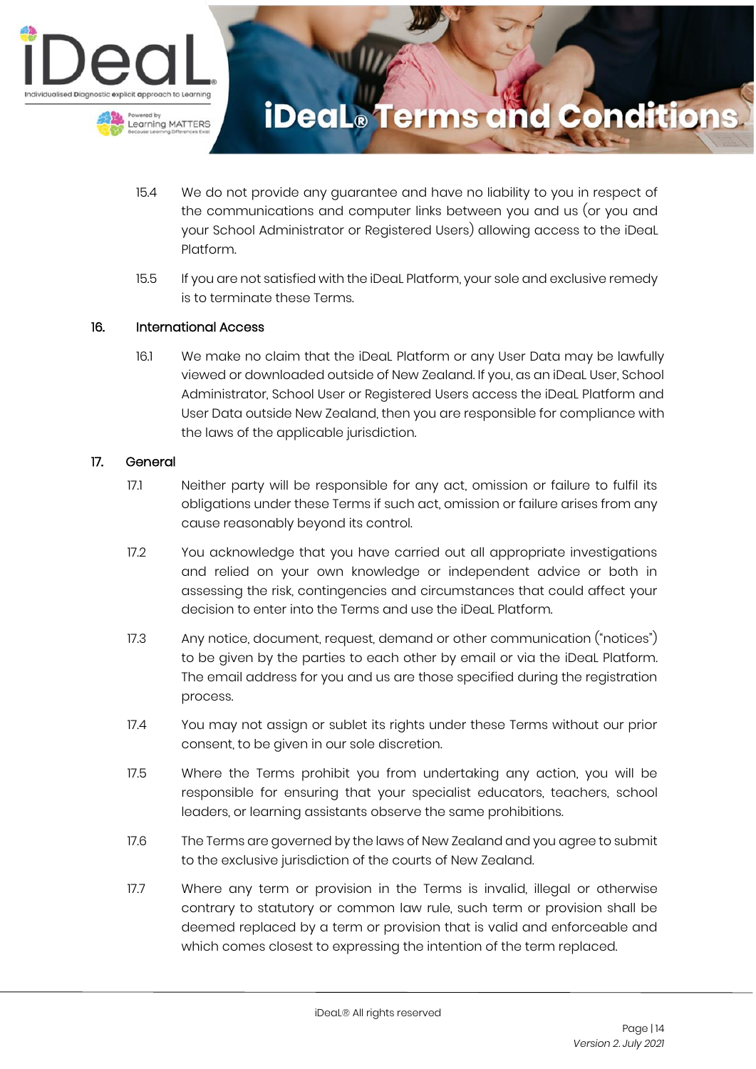15.4 We do not provide any guarantee and have no liability to you in respect of the communications and computer links between you and us (or you and your School Administrator or Registered Users) allowing access to the iDeaL Platform.

15.5 If you are not satisfied with the iDeaL Platform, your sole and exclusive remedy is to terminate these Terms.

## 16. International Access

16.1 We make no claim that the iDeaL Platform or any User Data may be lawfully viewed or downloaded outside of New Zealand. If you, as an iDeaL User, School Administrator, School User or Registered Users access the iDeaL Platform and User Data outside New Zealand, then you are responsible for compliance with the laws of the applicable jurisdiction.

## 17. General

17.1 Neither party will be responsible for any act, omission or failure to fulfil its obligations under these Terms if such act, omission or failure arises from any cause reasonably beyond its control.

17.2 You acknowledge that you have carried out all appropriate investigations and relied on your own knowledge or independent advice or both in assessing the risk, contingencies and circumstances that could affect your decision to enter into the Terms and use the iDeaL Platform.

17.3 Any notice, document, request, demand or other communication ("notices") to be given by the parties to each other by email or via the iDeaL Platform. The email address for you and us are those specified during the registration process.

17.4 You may not assign or sublet its rights under these Terms without our prior consent, to be given in our sole discretion.

17.5 Where the Terms prohibit you from undertaking any action, you will be responsible for ensuring that your specialist educators, teachers, school leaders, or learning assistants observe the same prohibitions.

17.6 The Terms are governed by the laws of New Zealand and you agree to submit to the exclusive jurisdiction of the courts of New Zealand.

17.7 Where any term or provision in the Terms is invalid, illegal or otherwise contrary to statutory or common law rule, such term or provision shall be deemed replaced by a term or provision that is valid and enforceable and which comes closest to expressing the intention of the term replaced.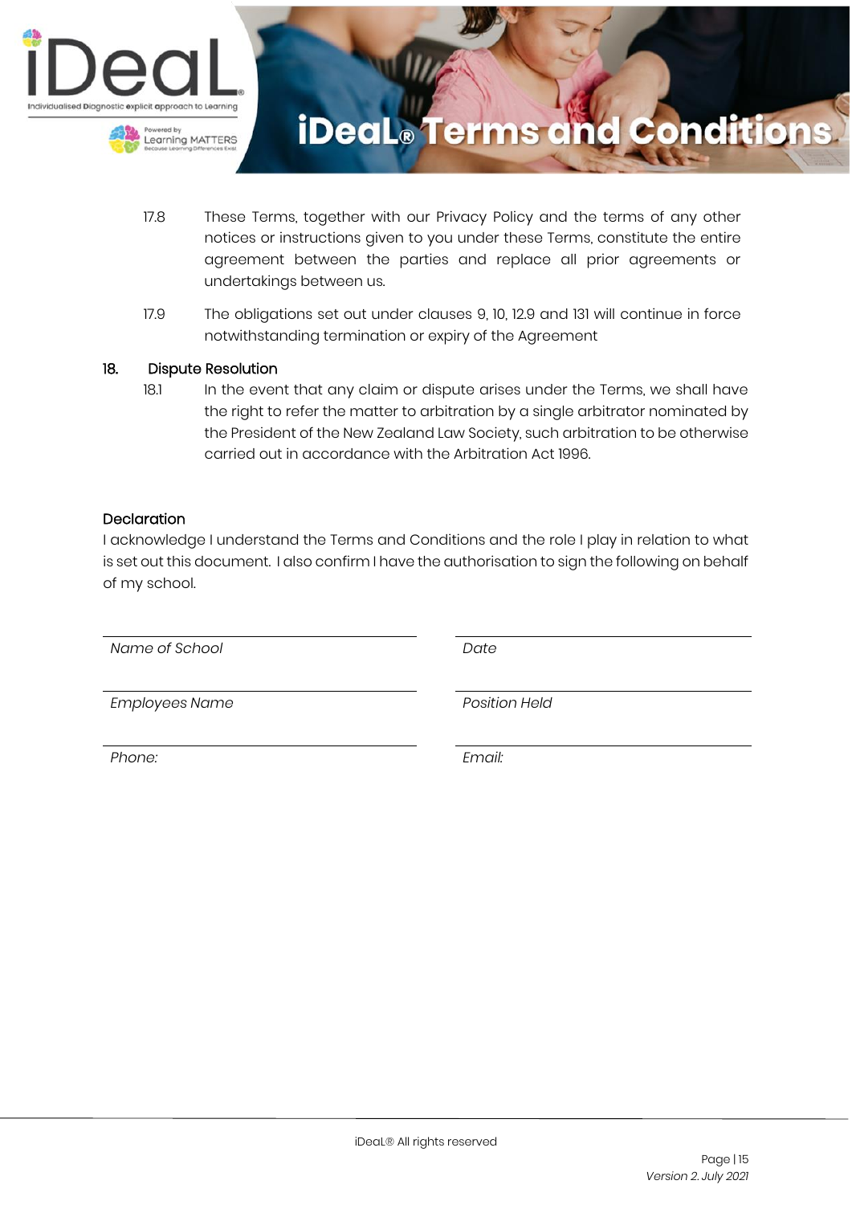17.8 These Terms, together with our Privacy Policy and the terms of any other notices or instructions given to you under these Terms, constitute the entire agreement between the parties and replace all prior agreements or undertakings between us.

17.9 The obligations set out under clauses 9, 10, 12.9 and 13.1 will continue in force notwithstanding termination or expiry of the Agreement

## 18. Dispute Resolution

18.1 In the event that any claim or dispute arises under the Terms, we shall have the right to refer the matter to arbitration by a single arbitrator nominated by the President of the New Zealand Law Society, such arbitration to be otherwise carried out in accordance with the Arbitration Act 1996.

## Declaration

I acknowledge I understand the Terms and Conditions and the role I play in relation to what is set out this document. I also confirm I have the authorisation to sign the following on behalf of my school.

| | |
|---|---|
| *Name of School* | *Date* |
| *Employees Name* | *Position Held* |
| *Phone:* | *Email:* |